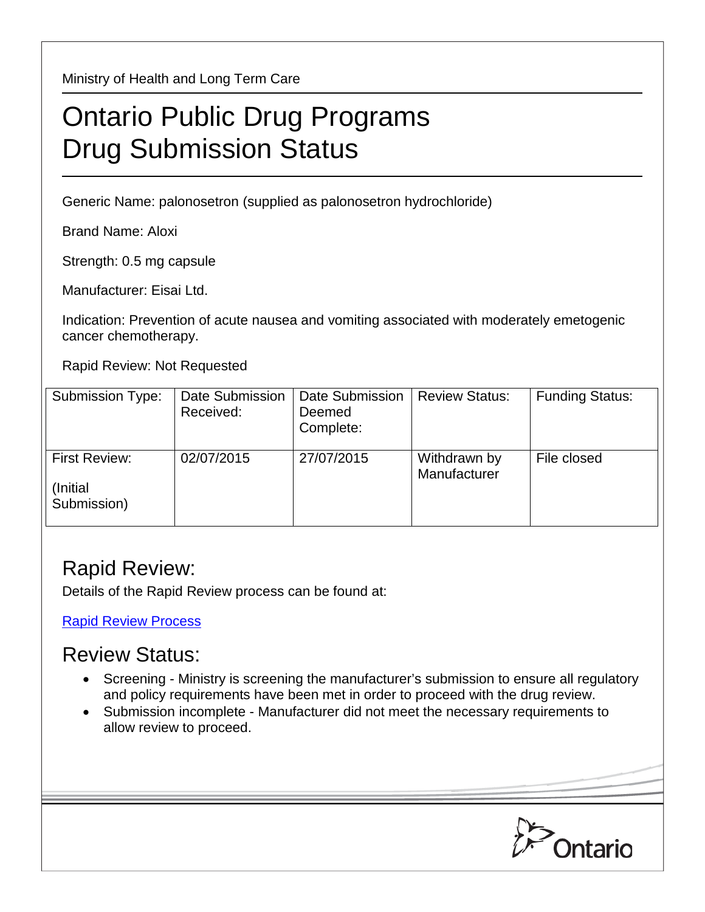Ministry of Health and Long Term Care

# Ontario Public Drug Programs
# Drug Submission Status

Generic Name: palonosetron (supplied as palonosetron hydrochloride)

Brand Name: Aloxi

Strength: 0.5 mg capsule

Manufacturer: Eisai Ltd.

Indication: Prevention of acute nausea and vomiting associated with moderately emetogenic cancer chemotherapy.

Rapid Review: Not Requested

| Submission Type: | Date Submission Received: | Date Submission Deemed Complete: | Review Status: | Funding Status: |
|---|---|---|---|---|
| First Review: (Initial Submission) | 02/07/2015 | 27/07/2015 | Withdrawn by Manufacturer | File closed |

## Rapid Review:

Details of the Rapid Review process can be found at:

Rapid Review Process

## Review Status:

- Screening - Ministry is screening the manufacturer's submission to ensure all regulatory and policy requirements have been met in order to proceed with the drug review.
- Submission incomplete - Manufacturer did not meet the necessary requirements to allow review to proceed.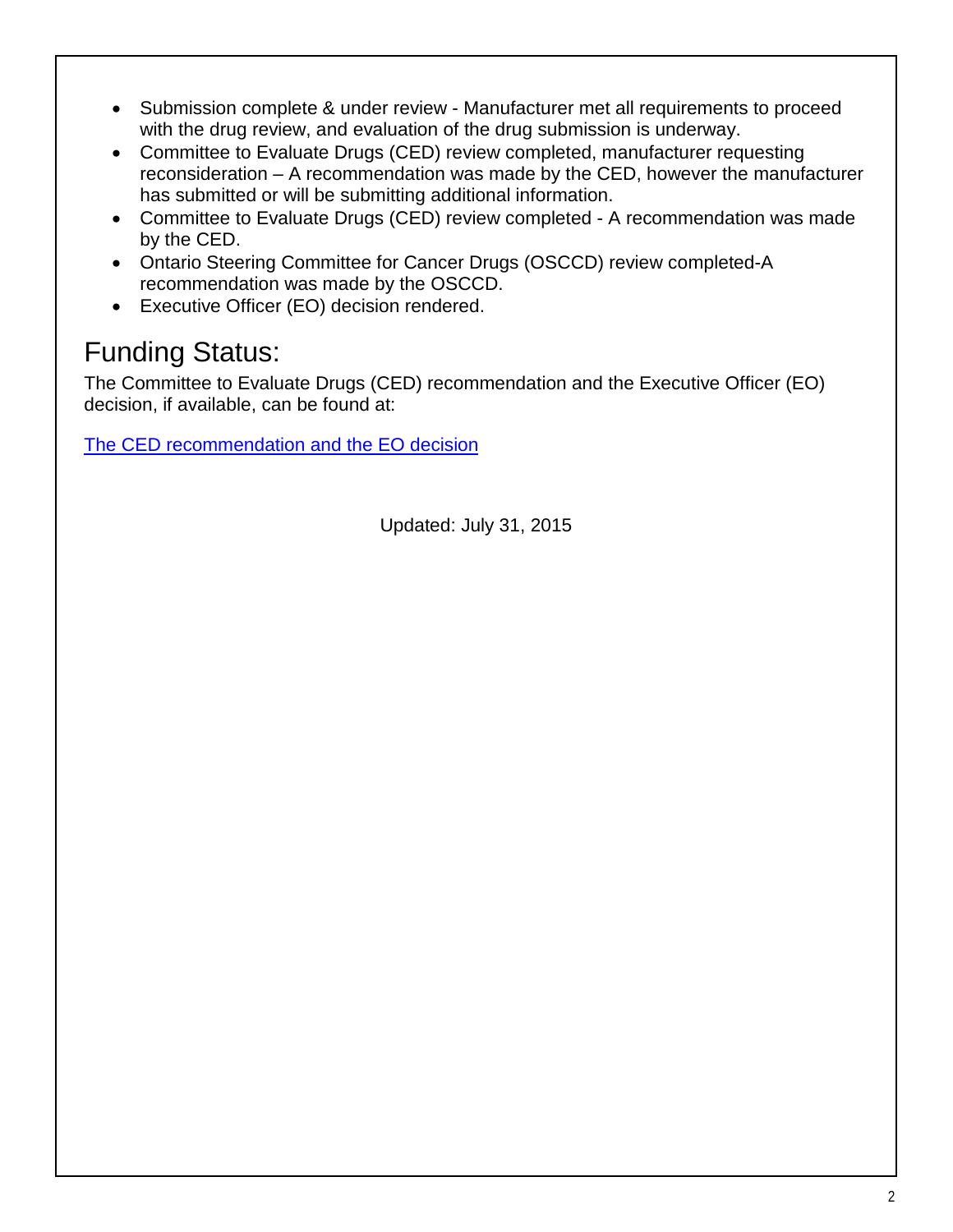- Submission complete & under review - Manufacturer met all requirements to proceed with the drug review, and evaluation of the drug submission is underway.
- Committee to Evaluate Drugs (CED) review completed, manufacturer requesting reconsideration – A recommendation was made by the CED, however the manufacturer has submitted or will be submitting additional information.
- Committee to Evaluate Drugs (CED) review completed - A recommendation was made by the CED.
- Ontario Steering Committee for Cancer Drugs (OSCCD) review completed-A recommendation was made by the OSCCD.
- Executive Officer (EO) decision rendered.

## Funding Status:

The Committee to Evaluate Drugs (CED) recommendation and the Executive Officer (EO) decision, if available, can be found at:

The CED recommendation and the EO decision

Updated: July 31, 2015